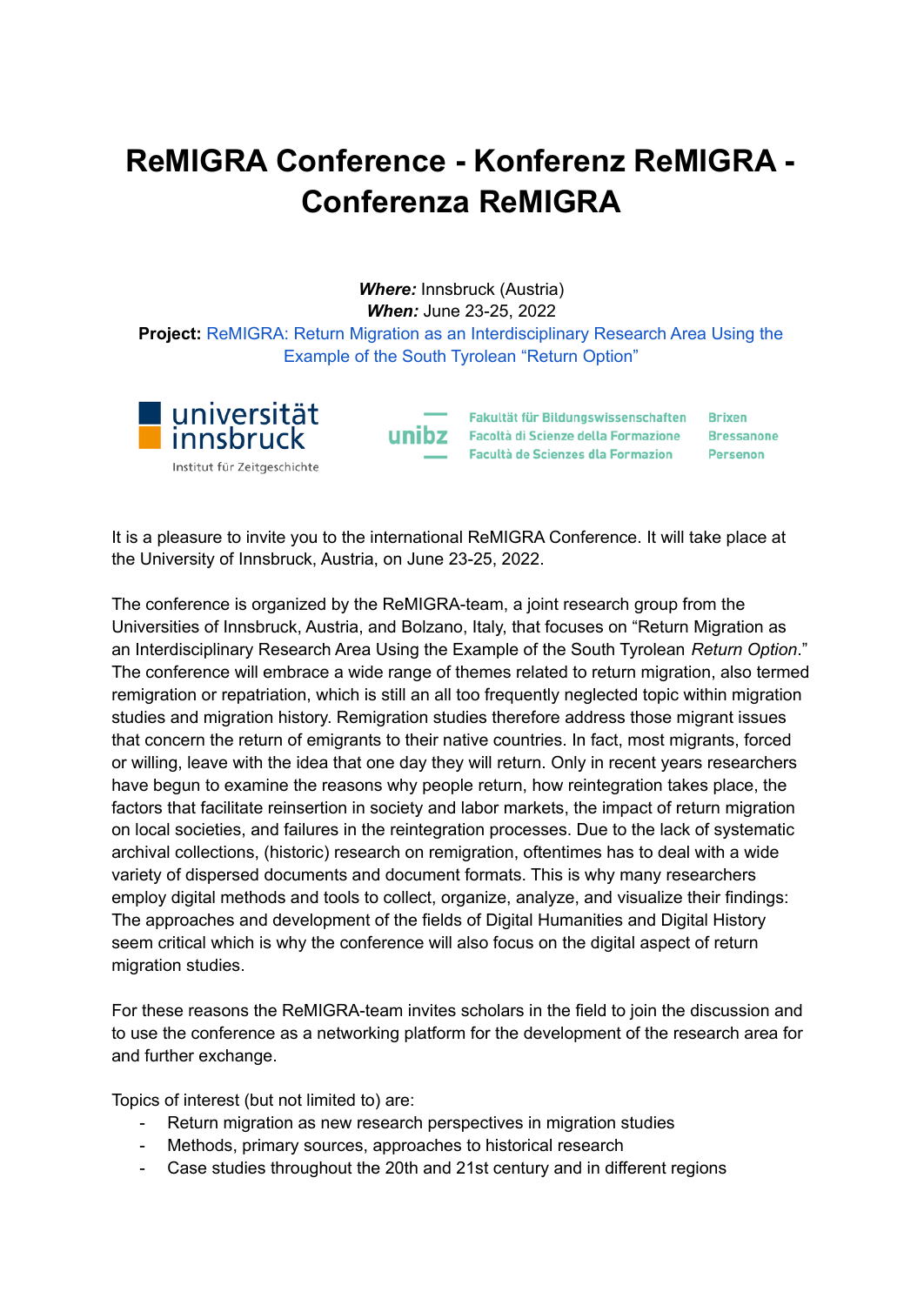# ReMIGRA Conference - Konferenz ReMIGRA - Conferenza ReMIGRA

***Where:*** Innsbruck (Austria)
***When:*** June 23-25, 2022
**Project:** ReMIGRA: Return Migration as an Interdisciplinary Research Area Using the Example of the South Tyrolean "Return Option"

universität innsbruck
Institut für Zeitgeschichte

unibz
Fakultät für Bildungswissenschaften — Brixen
Facoltà di Scienze della Formazione — Bressanone
Facultà de Scienzes dla Formazion — Persenon

It is a pleasure to invite you to the international ReMIGRA Conference. It will take place at the University of Innsbruck, Austria, on June 23-25, 2022.

The conference is organized by the ReMIGRA-team, a joint research group from the Universities of Innsbruck, Austria, and Bolzano, Italy, that focuses on "Return Migration as an Interdisciplinary Research Area Using the Example of the South Tyrolean *Return Option*." The conference will embrace a wide range of themes related to return migration, also termed remigration or repatriation, which is still an all too frequently neglected topic within migration studies and migration history. Remigration studies therefore address those migrant issues that concern the return of emigrants to their native countries. In fact, most migrants, forced or willing, leave with the idea that one day they will return. Only in recent years researchers have begun to examine the reasons why people return, how reintegration takes place, the factors that facilitate reinsertion in society and labor markets, the impact of return migration on local societies, and failures in the reintegration processes. Due to the lack of systematic archival collections, (historic) research on remigration, oftentimes has to deal with a wide variety of dispersed documents and document formats. This is why many researchers employ digital methods and tools to collect, organize, analyze, and visualize their findings: The approaches and development of the fields of Digital Humanities and Digital History seem critical which is why the conference will also focus on the digital aspect of return migration studies.

For these reasons the ReMIGRA-team invites scholars in the field to join the discussion and to use the conference as a networking platform for the development of the research area for and further exchange.

Topics of interest (but not limited to) are:

- Return migration as new research perspectives in migration studies
- Methods, primary sources, approaches to historical research
- Case studies throughout the 20th and 21st century and in different regions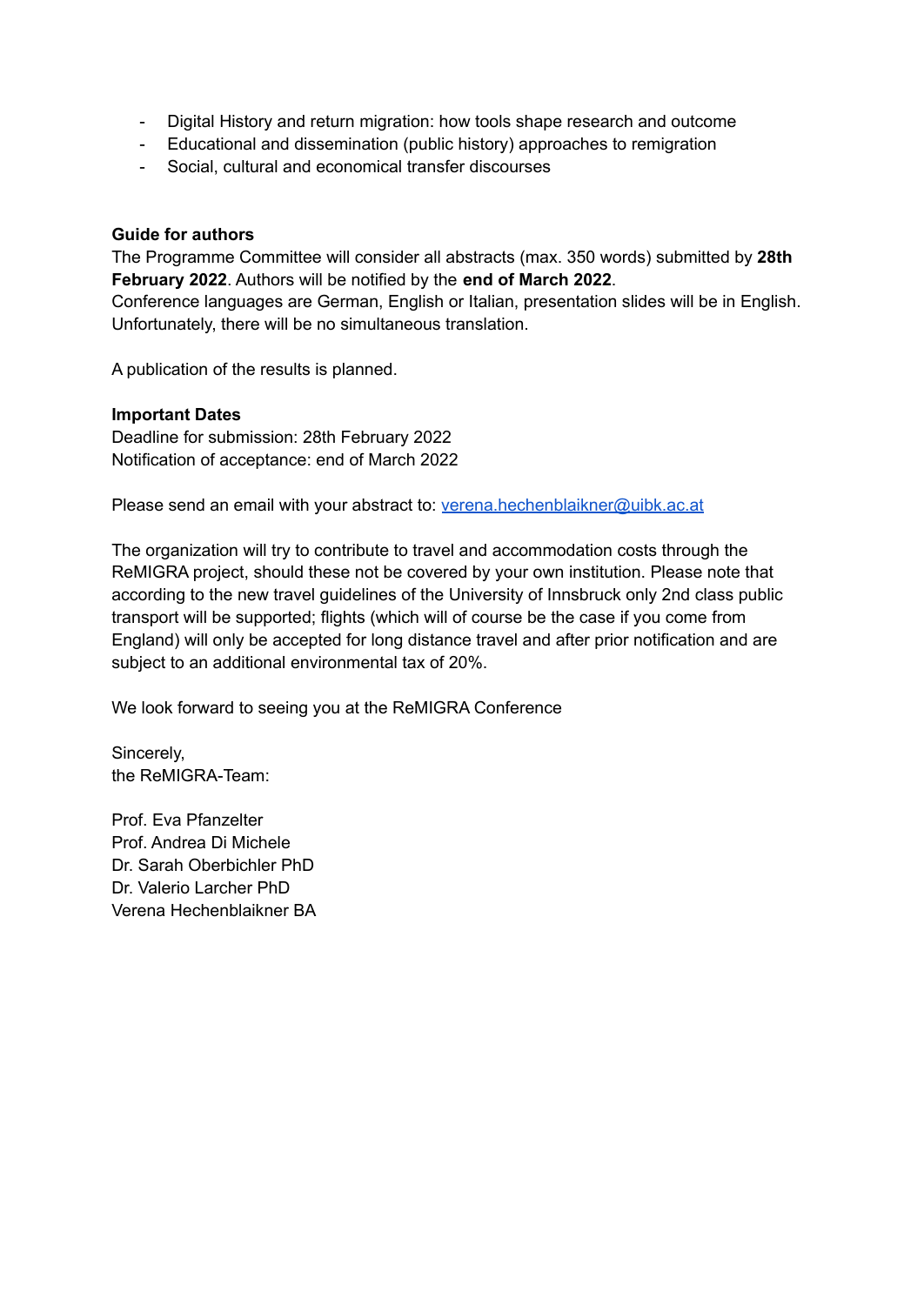- Digital History and return migration: how tools shape research and outcome
- Educational and dissemination (public history) approaches to remigration
- Social, cultural and economical transfer discourses

**Guide for authors**

The Programme Committee will consider all abstracts (max. 350 words) submitted by **28th February 2022**. Authors will be notified by the **end of March 2022**.

Conference languages are German, English or Italian, presentation slides will be in English. Unfortunately, there will be no simultaneous translation.

A publication of the results is planned.

**Important Dates**

Deadline for submission: 28th February 2022

Notification of acceptance: end of March 2022

Please send an email with your abstract to: verena.hechenblaikner@uibk.ac.at

The organization will try to contribute to travel and accommodation costs through the ReMIGRA project, should these not be covered by your own institution. Please note that according to the new travel guidelines of the University of Innsbruck only 2nd class public transport will be supported; flights (which will of course be the case if you come from England) will only be accepted for long distance travel and after prior notification and are subject to an additional environmental tax of 20%.

We look forward to seeing you at the ReMIGRA Conference

Sincerely,
the ReMIGRA-Team:

Prof. Eva Pfanzelter
Prof. Andrea Di Michele
Dr. Sarah Oberbichler PhD
Dr. Valerio Larcher PhD
Verena Hechenblaikner BA